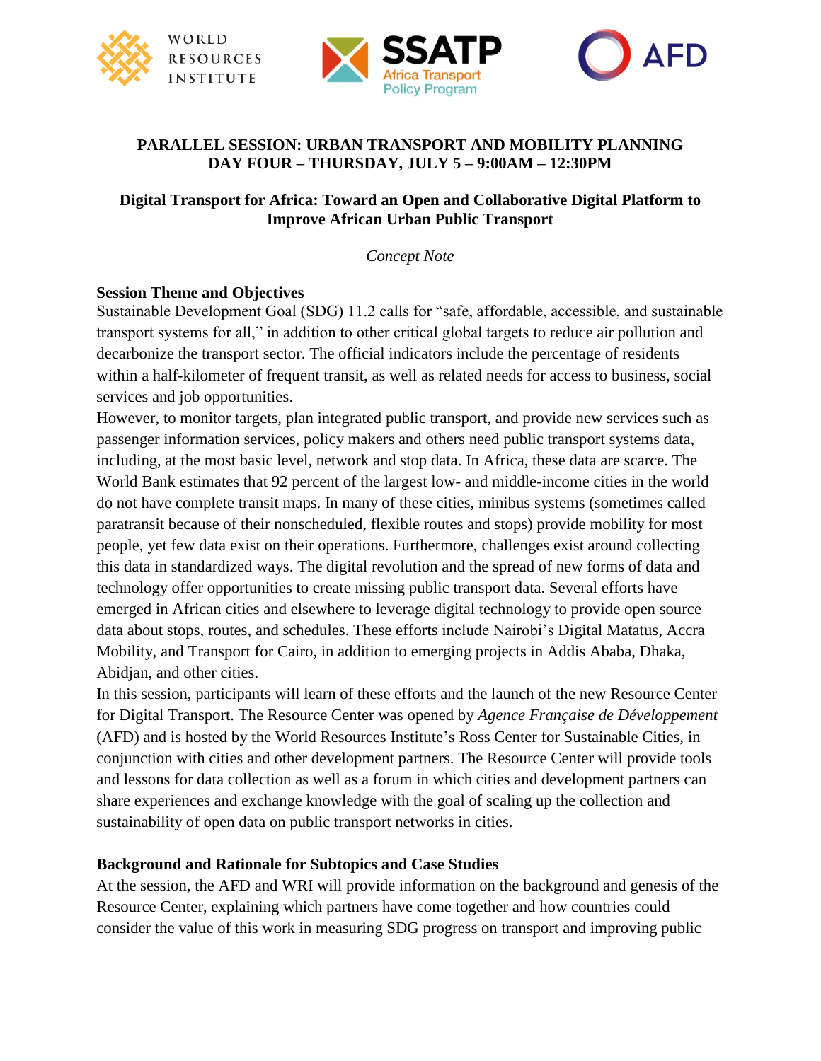**PARALLEL SESSION: URBAN TRANSPORT AND MOBILITY PLANNING**
**DAY FOUR – THURSDAY, JULY 5 – 9:00AM – 12:30PM**

# Digital Transport for Africa: Toward an Open and Collaborative Digital Platform to Improve African Urban Public Transport

*Concept Note*

## Session Theme and Objectives

Sustainable Development Goal (SDG) 11.2 calls for "safe, affordable, accessible, and sustainable transport systems for all," in addition to other critical global targets to reduce air pollution and decarbonize the transport sector. The official indicators include the percentage of residents within a half-kilometer of frequent transit, as well as related needs for access to business, social services and job opportunities.

However, to monitor targets, plan integrated public transport, and provide new services such as passenger information services, policy makers and others need public transport systems data, including, at the most basic level, network and stop data. In Africa, these data are scarce. The World Bank estimates that 92 percent of the largest low- and middle-income cities in the world do not have complete transit maps. In many of these cities, minibus systems (sometimes called paratransit because of their nonscheduled, flexible routes and stops) provide mobility for most people, yet few data exist on their operations. Furthermore, challenges exist around collecting this data in standardized ways. The digital revolution and the spread of new forms of data and technology offer opportunities to create missing public transport data. Several efforts have emerged in African cities and elsewhere to leverage digital technology to provide open source data about stops, routes, and schedules. These efforts include Nairobi's Digital Matatus, Accra Mobility, and Transport for Cairo, in addition to emerging projects in Addis Ababa, Dhaka, Abidjan, and other cities.

In this session, participants will learn of these efforts and the launch of the new Resource Center for Digital Transport. The Resource Center was opened by *Agence Française de Développement* (AFD) and is hosted by the World Resources Institute's Ross Center for Sustainable Cities, in conjunction with cities and other development partners. The Resource Center will provide tools and lessons for data collection as well as a forum in which cities and development partners can share experiences and exchange knowledge with the goal of scaling up the collection and sustainability of open data on public transport networks in cities.

## Background and Rationale for Subtopics and Case Studies

At the session, the AFD and WRI will provide information on the background and genesis of the Resource Center, explaining which partners have come together and how countries could consider the value of this work in measuring SDG progress on transport and improving public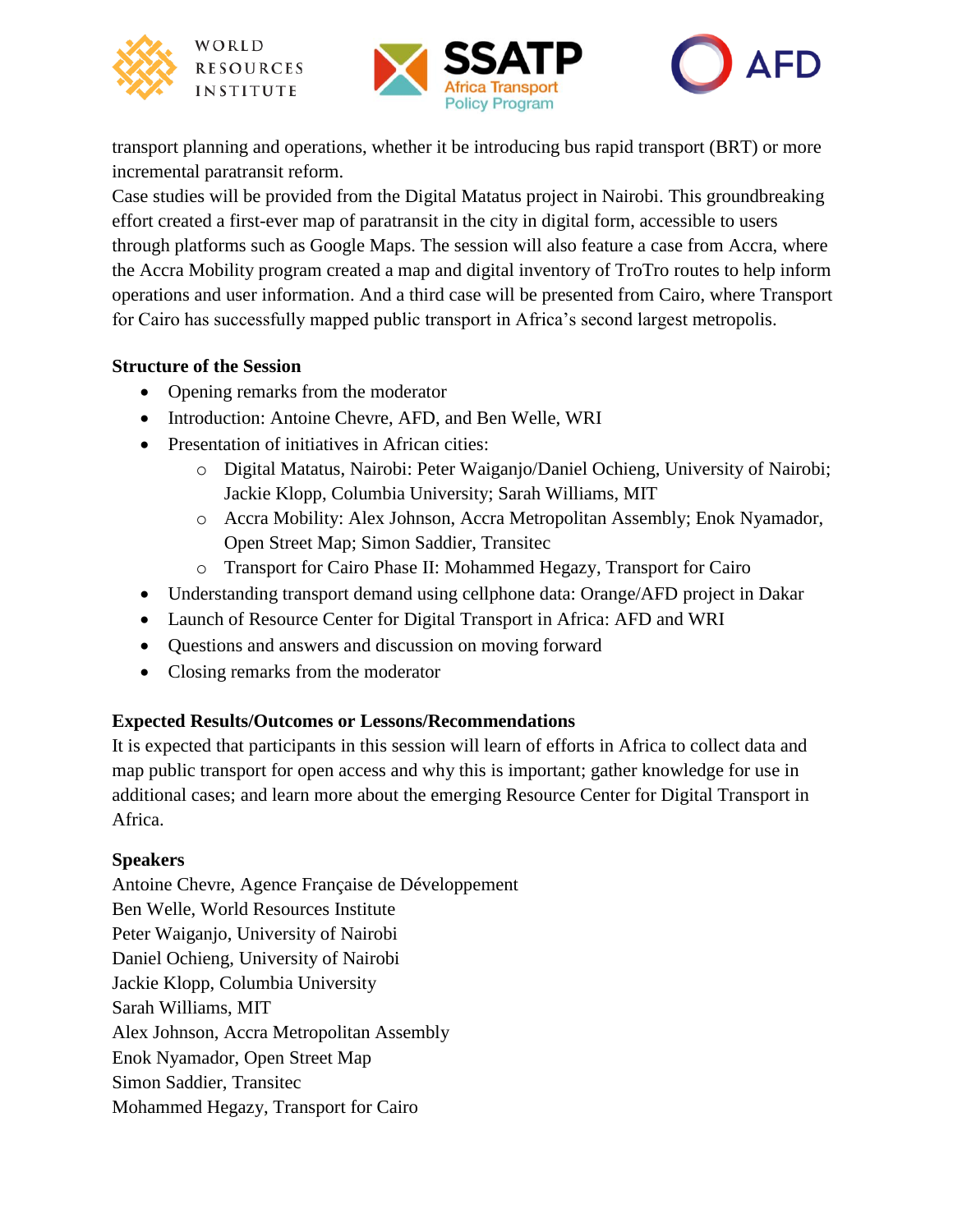transport planning and operations, whether it be introducing bus rapid transport (BRT) or more incremental paratransit reform.

Case studies will be provided from the Digital Matatus project in Nairobi. This groundbreaking effort created a first-ever map of paratransit in the city in digital form, accessible to users through platforms such as Google Maps. The session will also feature a case from Accra, where the Accra Mobility program created a map and digital inventory of TroTro routes to help inform operations and user information. And a third case will be presented from Cairo, where Transport for Cairo has successfully mapped public transport in Africa's second largest metropolis.

**Structure of the Session**

- Opening remarks from the moderator
- Introduction: Antoine Chevre, AFD, and Ben Welle, WRI
- Presentation of initiatives in African cities:
  - Digital Matatus, Nairobi: Peter Waiganjo/Daniel Ochieng, University of Nairobi; Jackie Klopp, Columbia University; Sarah Williams, MIT
  - Accra Mobility: Alex Johnson, Accra Metropolitan Assembly; Enok Nyamador, Open Street Map; Simon Saddier, Transitec
  - Transport for Cairo Phase II: Mohammed Hegazy, Transport for Cairo
- Understanding transport demand using cellphone data: Orange/AFD project in Dakar
- Launch of Resource Center for Digital Transport in Africa: AFD and WRI
- Questions and answers and discussion on moving forward
- Closing remarks from the moderator

**Expected Results/Outcomes or Lessons/Recommendations**

It is expected that participants in this session will learn of efforts in Africa to collect data and map public transport for open access and why this is important; gather knowledge for use in additional cases; and learn more about the emerging Resource Center for Digital Transport in Africa.

**Speakers**

Antoine Chevre, Agence Française de Développement
Ben Welle, World Resources Institute
Peter Waiganjo, University of Nairobi
Daniel Ochieng, University of Nairobi
Jackie Klopp, Columbia University
Sarah Williams, MIT
Alex Johnson, Accra Metropolitan Assembly
Enok Nyamador, Open Street Map
Simon Saddier, Transitec
Mohammed Hegazy, Transport for Cairo